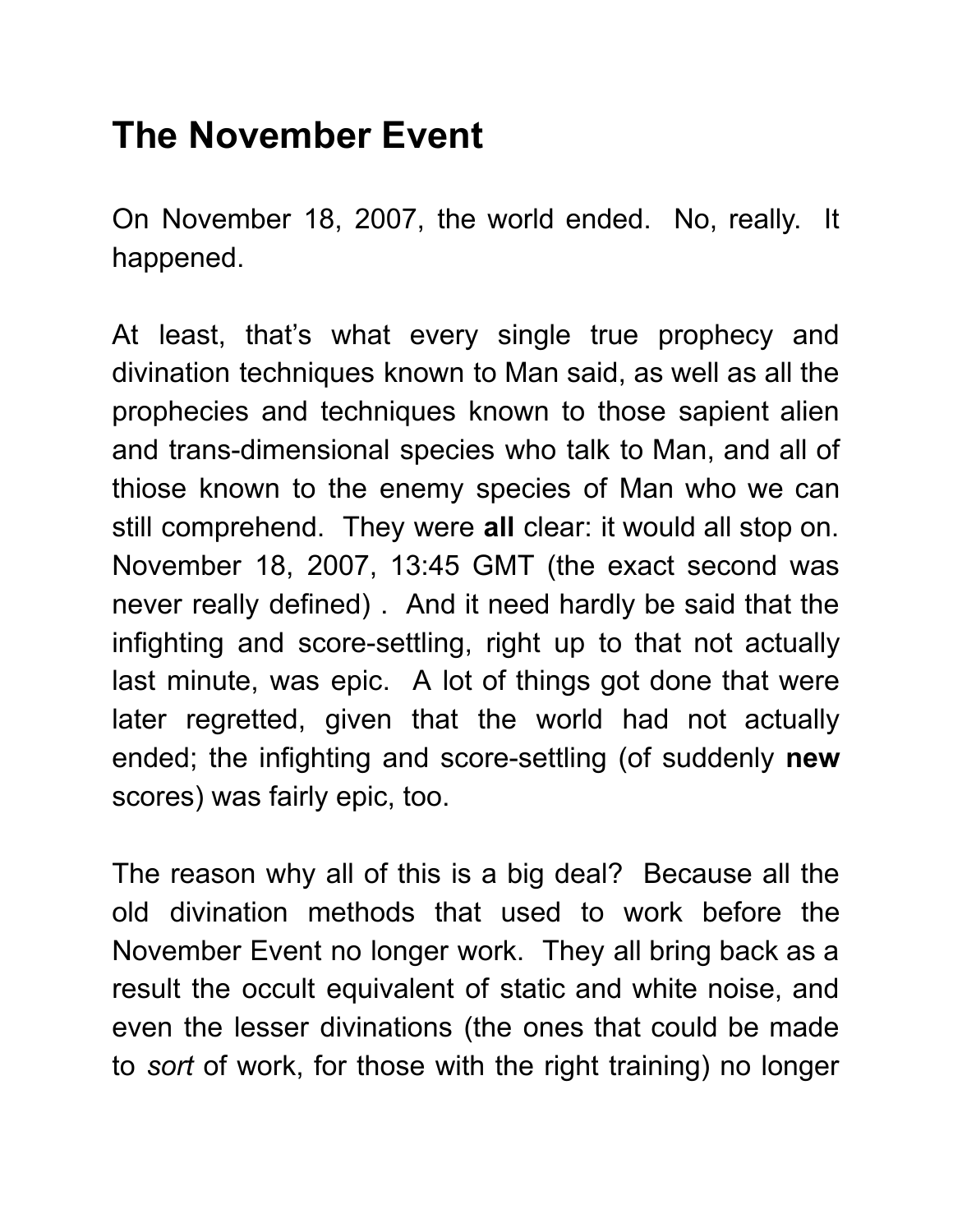# The November Event

On November 18, 2007, the world ended. No, really. It happened.

At least, that's what every single true prophecy and divination techniques known to Man said, as well as all the prophecies and techniques known to those sapient alien and trans-dimensional species who talk to Man, and all of thiose known to the enemy species of Man who we can still comprehend. They were **all** clear: it would all stop on. November 18, 2007, 13:45 GMT (the exact second was never really defined) . And it need hardly be said that the infighting and score-settling, right up to that not actually last minute, was epic. A lot of things got done that were later regretted, given that the world had not actually ended; the infighting and score-settling (of suddenly **new** scores) was fairly epic, too.

The reason why all of this is a big deal? Because all the old divination methods that used to work before the November Event no longer work. They all bring back as a result the occult equivalent of static and white noise, and even the lesser divinations (the ones that could be made to *sort* of work, for those with the right training) no longer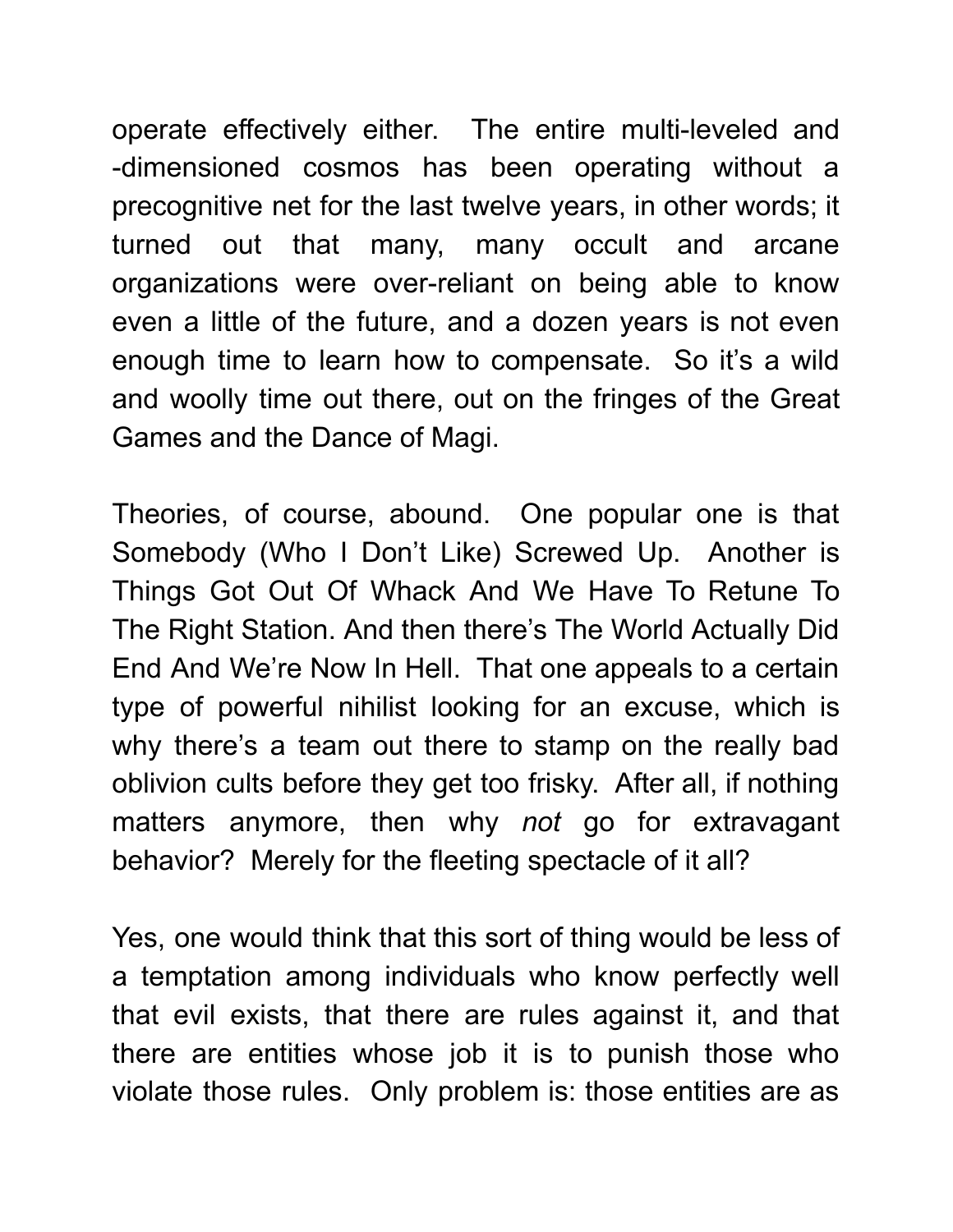operate effectively either. The entire multi-leveled and -dimensioned cosmos has been operating without a precognitive net for the last twelve years, in other words; it turned out that many, many occult and arcane organizations were over-reliant on being able to know even a little of the future, and a dozen years is not even enough time to learn how to compensate. So it's a wild and woolly time out there, out on the fringes of the Great Games and the Dance of Magi.

Theories, of course, abound. One popular one is that Somebody (Who I Don't Like) Screwed Up. Another is Things Got Out Of Whack And We Have To Retune To The Right Station. And then there's The World Actually Did End And We're Now In Hell. That one appeals to a certain type of powerful nihilist looking for an excuse, which is why there's a team out there to stamp on the really bad oblivion cults before they get too frisky. After all, if nothing matters anymore, then why *not* go for extravagant behavior? Merely for the fleeting spectacle of it all?

Yes, one would think that this sort of thing would be less of a temptation among individuals who know perfectly well that evil exists, that there are rules against it, and that there are entities whose job it is to punish those who violate those rules. Only problem is: those entities are as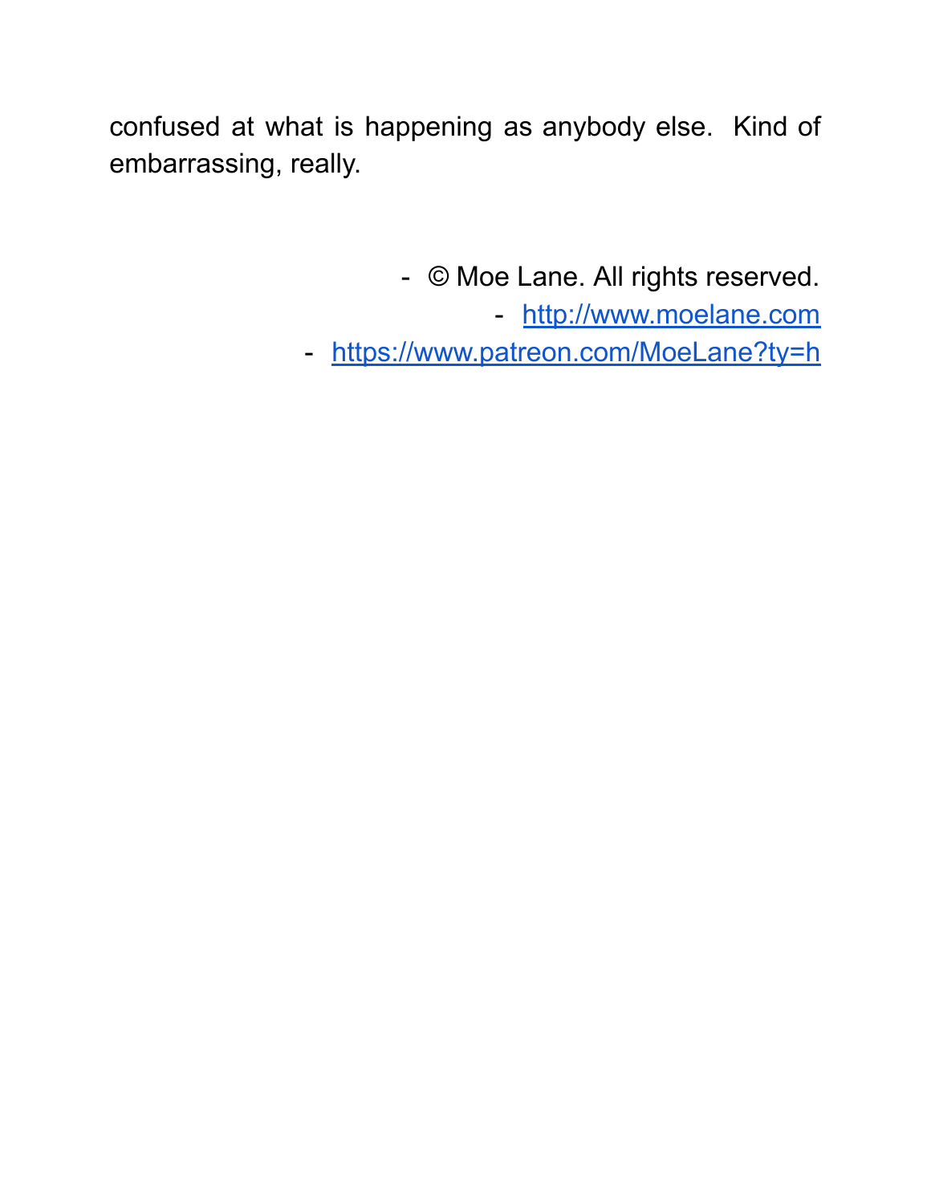confused at what is happening as anybody else. Kind of embarrassing, really.

- © Moe Lane. All rights reserved.
- [http://www.moelane.com](http://www.moelane.com)
- [https://www.patreon.com/MoeLane?ty=h](https://www.patreon.com/MoeLane?ty=h)